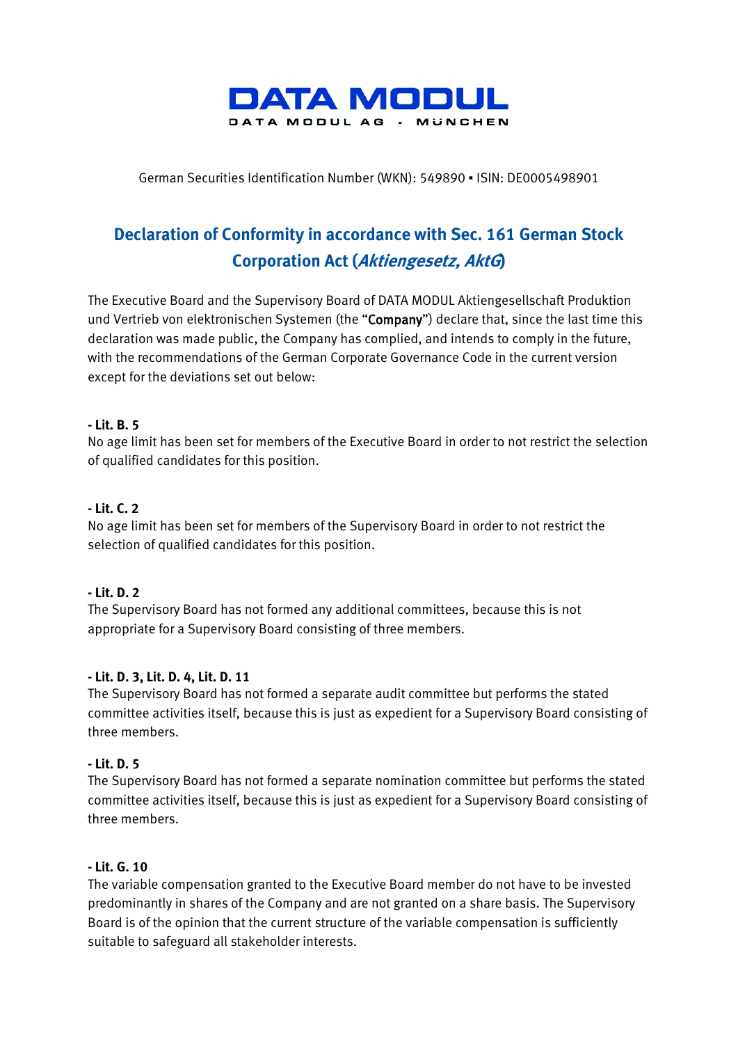**DATA MODUL**

DATA MODUL AG - MÜNCHEN

German Securities Identification Number (WKN): 549890 ▪ ISIN: DE0005498901

# Declaration of Conformity in accordance with Sec. 161 German Stock Corporation Act (*Aktiengesetz, AktG*)

The Executive Board and the Supervisory Board of DATA MODUL Aktiengesellschaft Produktion und Vertrieb von elektronischen Systemen (the "**Company**") declare that, since the last time this declaration was made public, the Company has complied, and intends to comply in the future, with the recommendations of the German Corporate Governance Code in the current version except for the deviations set out below:

**- Lit. B. 5**

No age limit has been set for members of the Executive Board in order to not restrict the selection of qualified candidates for this position.

**- Lit. C. 2**

No age limit has been set for members of the Supervisory Board in order to not restrict the selection of qualified candidates for this position.

**- Lit. D. 2**

The Supervisory Board has not formed any additional committees, because this is not appropriate for a Supervisory Board consisting of three members.

**- Lit. D. 3, Lit. D. 4, Lit. D. 11**

The Supervisory Board has not formed a separate audit committee but performs the stated committee activities itself, because this is just as expedient for a Supervisory Board consisting of three members.

**- Lit. D. 5**

The Supervisory Board has not formed a separate nomination committee but performs the stated committee activities itself, because this is just as expedient for a Supervisory Board consisting of three members.

**- Lit. G. 10**

The variable compensation granted to the Executive Board member do not have to be invested predominantly in shares of the Company and are not granted on a share basis. The Supervisory Board is of the opinion that the current structure of the variable compensation is sufficiently suitable to safeguard all stakeholder interests.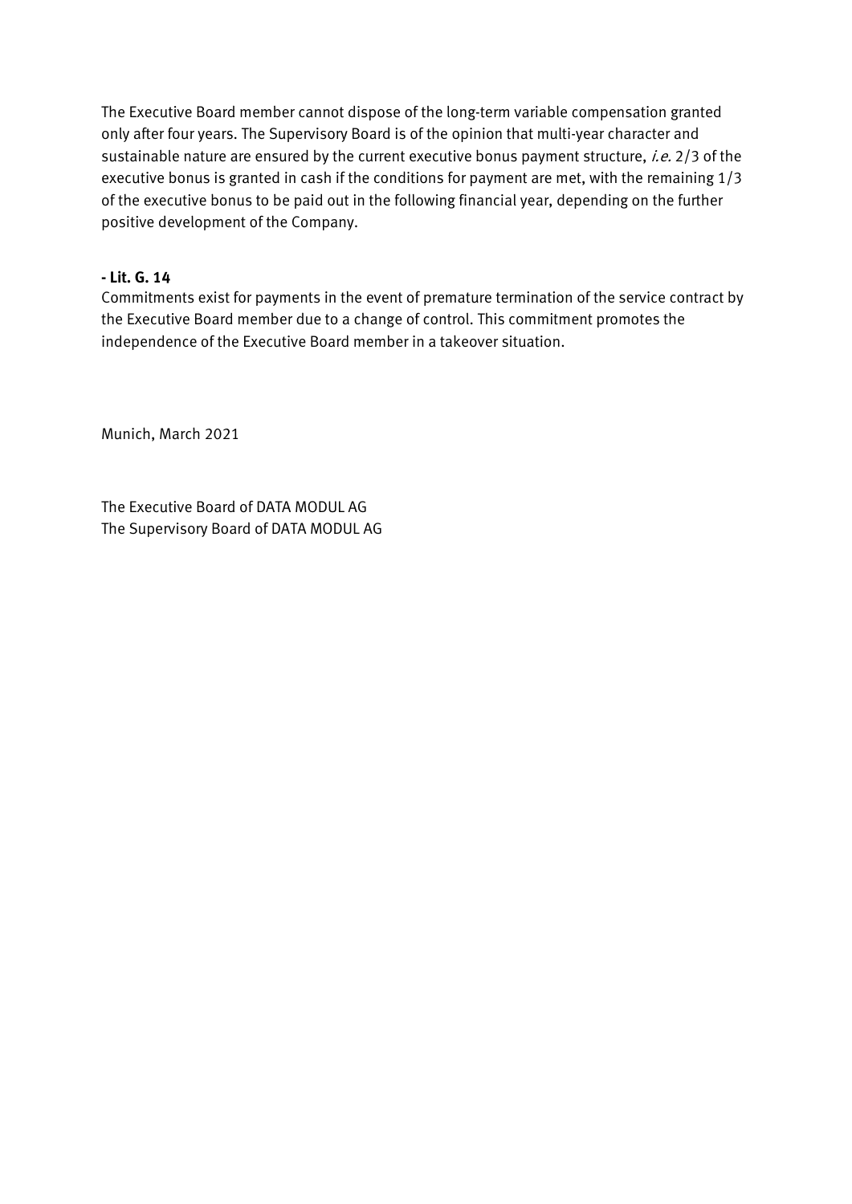The Executive Board member cannot dispose of the long-term variable compensation granted only after four years. The Supervisory Board is of the opinion that multi-year character and sustainable nature are ensured by the current executive bonus payment structure, *i.e.* 2/3 of the executive bonus is granted in cash if the conditions for payment are met, with the remaining 1/3 of the executive bonus to be paid out in the following financial year, depending on the further positive development of the Company.

**- Lit. G. 14**

Commitments exist for payments in the event of premature termination of the service contract by the Executive Board member due to a change of control. This commitment promotes the independence of the Executive Board member in a takeover situation.

Munich, March 2021

The Executive Board of DATA MODUL AG
The Supervisory Board of DATA MODUL AG